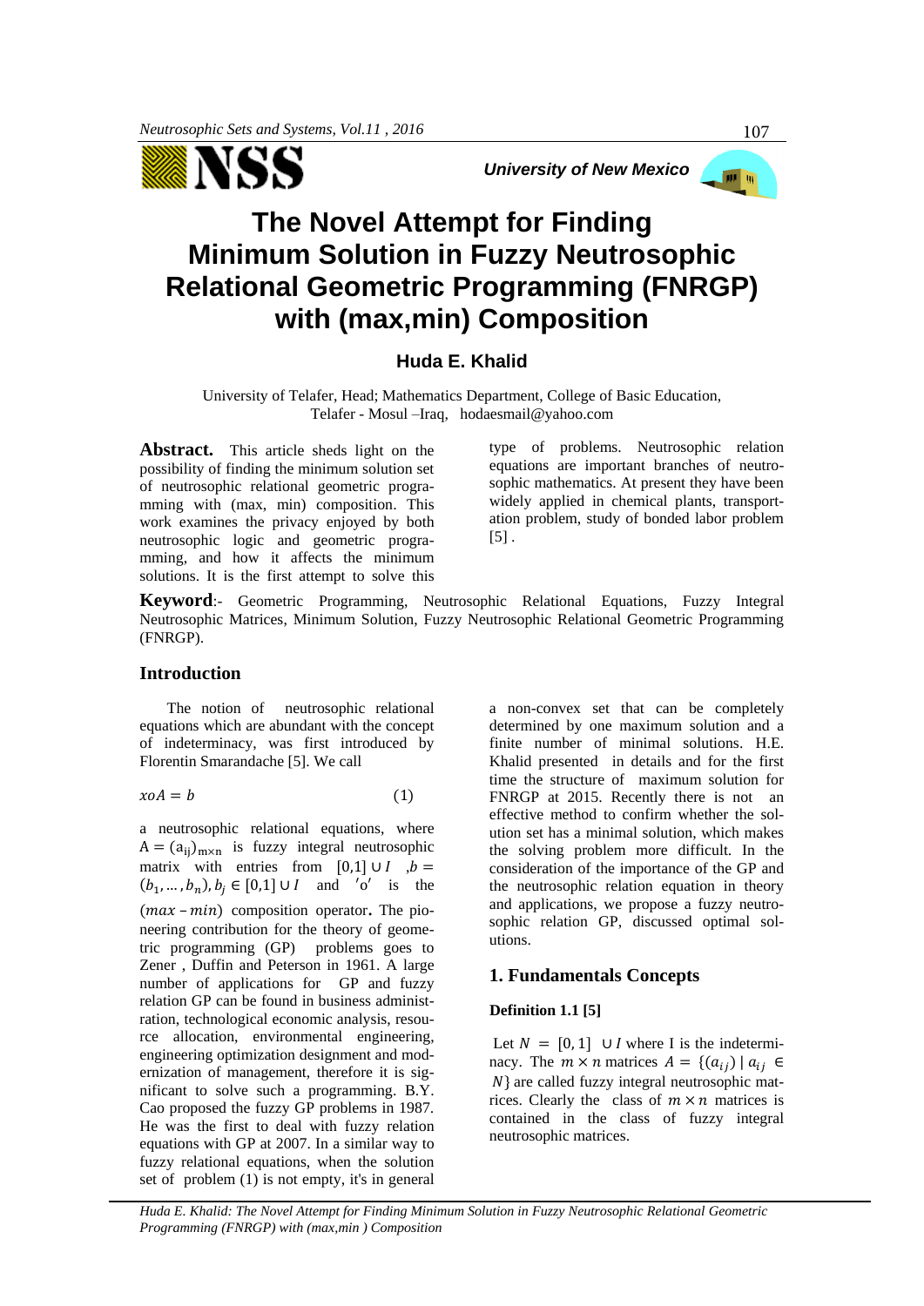# The Novel Attempt for Finding Minimum Solution in Fuzzy Neutrosophic Relational Geometric Programming (FNRGP) with (max,min) Composition

### Huda E. Khalid

University of Telafer, Head; Mathematics Department, College of Basic Education, Telafer - Mosul –Iraq, hodaesmail@yahoo.com

**Abstract.** This article sheds light on the possibility of finding the minimum solution set of neutrosophic relational geometric programming with (max, min) composition. This work examines the privacy enjoyed by both neutrosophic logic and geometric programming, and how it affects the minimum solutions. It is the first attempt to solve this type of problems. Neutrosophic relation equations are important branches of neutrosophic mathematics. At present they have been widely applied in chemical plants, transportation problem, study of bonded labor problem [5] .

**Keyword**:- Geometric Programming, Neutrosophic Relational Equations, Fuzzy Integral Neutrosophic Matrices, Minimum Solution, Fuzzy Neutrosophic Relational Geometric Programming (FNRGP).

## Introduction

The notion of neutrosophic relational equations which are abundant with the concept of indeterminacy, was first introduced by Florentin Smarandache [5]. We call

$$xoA = b \qquad (1)$$

a neutrosophic relational equations, where $A = (a_{ij})_{m\times n}$ is fuzzy integral neutrosophic matrix with entries from $[0,1] \cup I$ , $b = (b_1, \dots, b_n), b_j \in [0,1] \cup I$ and $'o'$ is the $(max - min)$ composition operator**.** The pioneering contribution for the theory of geometric programming (GP) problems goes to Zener , Duffin and Peterson in 1961. A large number of applications for GP and fuzzy relation GP can be found in business administration, technological economic analysis, resource allocation, environmental engineering, engineering optimization designment and modernization of management, therefore it is significant to solve such a programming. B.Y. Cao proposed the fuzzy GP problems in 1987. He was the first to deal with fuzzy relation equations with GP at 2007. In a similar way to fuzzy relational equations, when the solution set of problem (1) is not empty, it's in general a non-convex set that can be completely determined by one maximum solution and a finite number of minimal solutions. H.E. Khalid presented in details and for the first time the structure of maximum solution for FNRGP at 2015. Recently there is not an effective method to confirm whether the solution set has a minimal solution, which makes the solving problem more difficult. In the consideration of the importance of the GP and the neutrosophic relation equation in theory and applications, we propose a fuzzy neutrosophic relation GP, discussed optimal solutions.

## 1. Fundamentals Concepts

### Definition 1.1 [5]

Let $N = [0, 1] \cup I$ where I is the indeterminacy. The $m \times n$ matrices $A = \{(a_{ij}) \mid a_{ij} \in N\}$ are called fuzzy integral neutrosophic matrices. Clearly the class of $m \times n$ matrices is contained in the class of fuzzy integral neutrosophic matrices.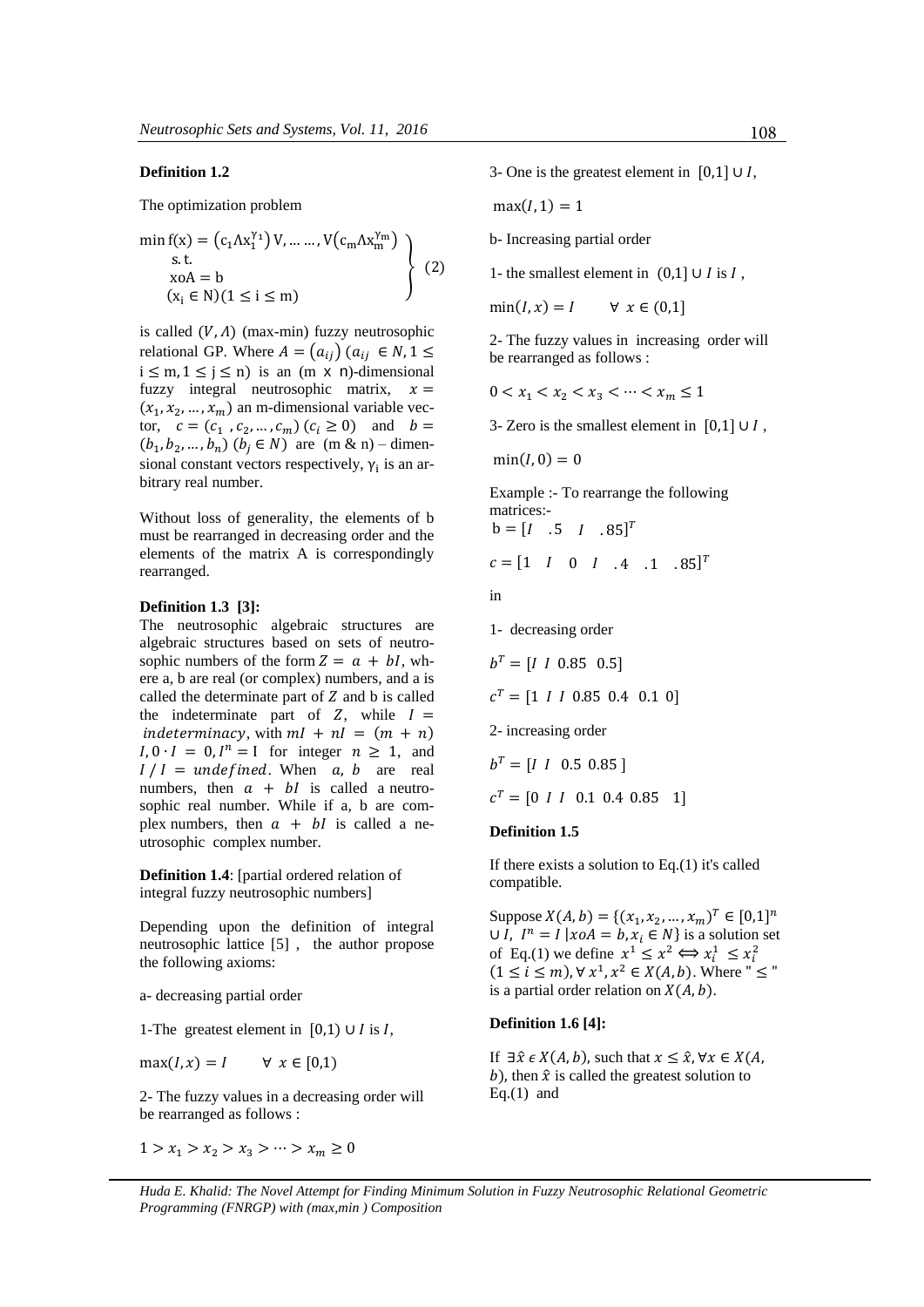**Definition 1.2**

The optimization problem

$$\left.\begin{array}{l}\min f(x) = \left(c_1 \Lambda x_1^{\gamma_1}\right) V, \ldots \ldots, V\left(c_m \Lambda x_m^{\gamma_m}\right) \\ \quad \text{s. t.} \\ \quad xoA = b \\ \quad (x_i \in N)(1 \leq i \leq m)\end{array}\right\} \quad (2)$$

is called $(V, \Lambda)$ (max-min) fuzzy neutrosophic relational GP. Where $A = (a_{ij})$ $(a_{ij} \in N, 1 \leq i \leq m, 1 \leq j \leq n)$ is an (m x n)-dimensional fuzzy integral neutrosophic matrix, $x = (x_1, x_2, \ldots, x_m)$ an m-dimensional variable vector, $c = (c_1, c_2, \ldots, c_m)$ $(c_i \geq 0)$ and $b = (b_1, b_2, \ldots, b_n)$ $(b_j \in N)$ are (m & n) – dimensional constant vectors respectively, $\gamma_i$ is an arbitrary real number.

Without loss of generality, the elements of b must be rearranged in decreasing order and the elements of the matrix A is correspondingly rearranged.

**Definition 1.3 [3]:**
The neutrosophic algebraic structures are algebraic structures based on sets of neutrosophic numbers of the form $Z = a + bI$, where a, b are real (or complex) numbers, and a is called the determinate part of $Z$ and b is called the indeterminate part of $Z$, while $I = indeterminacy$, with $mI + nI = (m + n)I$, $0 \cdot I = 0$, $I^n = I$ for integer $n \geq 1$, and $I / I = undefined$. When $a, b$ are real numbers, then $a + bI$ is called a neutrosophic real number. While if a, b are complex numbers, then $a + bI$ is called a neutrosophic complex number.

**Definition 1.4**: [partial ordered relation of integral fuzzy neutrosophic numbers]

Depending upon the definition of integral neutrosophic lattice [5] , the author propose the following axioms:

a- decreasing partial order

1-The greatest element in $[0,1) \cup I$ is $I$,

$\max(I, x) = I \qquad \forall\ x \in [0,1)$

2- The fuzzy values in a decreasing order will be rearranged as follows :

$1 > x_1 > x_2 > x_3 > \cdots > x_m \geq 0$

3- One is the greatest element in $[0,1] \cup I$,

$\max(I, 1) = 1$

b- Increasing partial order

1- the smallest element in $(0,1] \cup I$ is $I$ ,

$\min(I, x) = I \qquad \forall\ x \in (0,1]$

2- The fuzzy values in increasing order will be rearranged as follows :

$0 < x_1 < x_2 < x_3 < \cdots < x_m \leq 1$

3- Zero is the smallest element in $[0,1] \cup I$ ,

$\min(I, 0) = 0$

Example :- To rearrange the following matrices:-

$b = [I \quad .5 \quad I \quad .85]^T$

$c = [1 \quad I \quad 0 \quad I \quad .4 \quad .1 \quad .85]^T$

in

1- decreasing order

$b^T = [I \ \ I \ \ 0.85 \ \ 0.5]$

$c^T = [1 \ \ I \ \ I \ \ 0.85 \ \ 0.4 \ \ 0.1 \ \ 0]$

2- increasing order

$b^T = [I \ \ I \ \ 0.5 \ \ 0.85]$

$c^T = [0 \ \ I \ \ I \ \ 0.1 \ \ 0.4 \ \ 0.85 \ \ 1]$

**Definition 1.5**

If there exists a solution to Eq.(1) it's called compatible.

Suppose $X(A, b) = \{(x_1, x_2, \ldots, x_m)^T \in [0,1]^n \cup I,\ I^n = I \mid xoA = b, x_i \in N\}$ is a solution set of Eq.(1) we define $x^1 \leq x^2 \Longleftrightarrow x_i^1 \leq x_i^2$ $(1 \leq i \leq m), \forall\, x^1, x^2 \in X(A, b)$. Where " $\leq$ " is a partial order relation on $X(A, b)$.

**Definition 1.6 [4]:**

If $\exists \hat{x} \epsilon X(A, b)$, such that $x \leq \hat{x}, \forall x \in X(A, b)$, then $\hat{x}$ is called the greatest solution to Eq.(1) and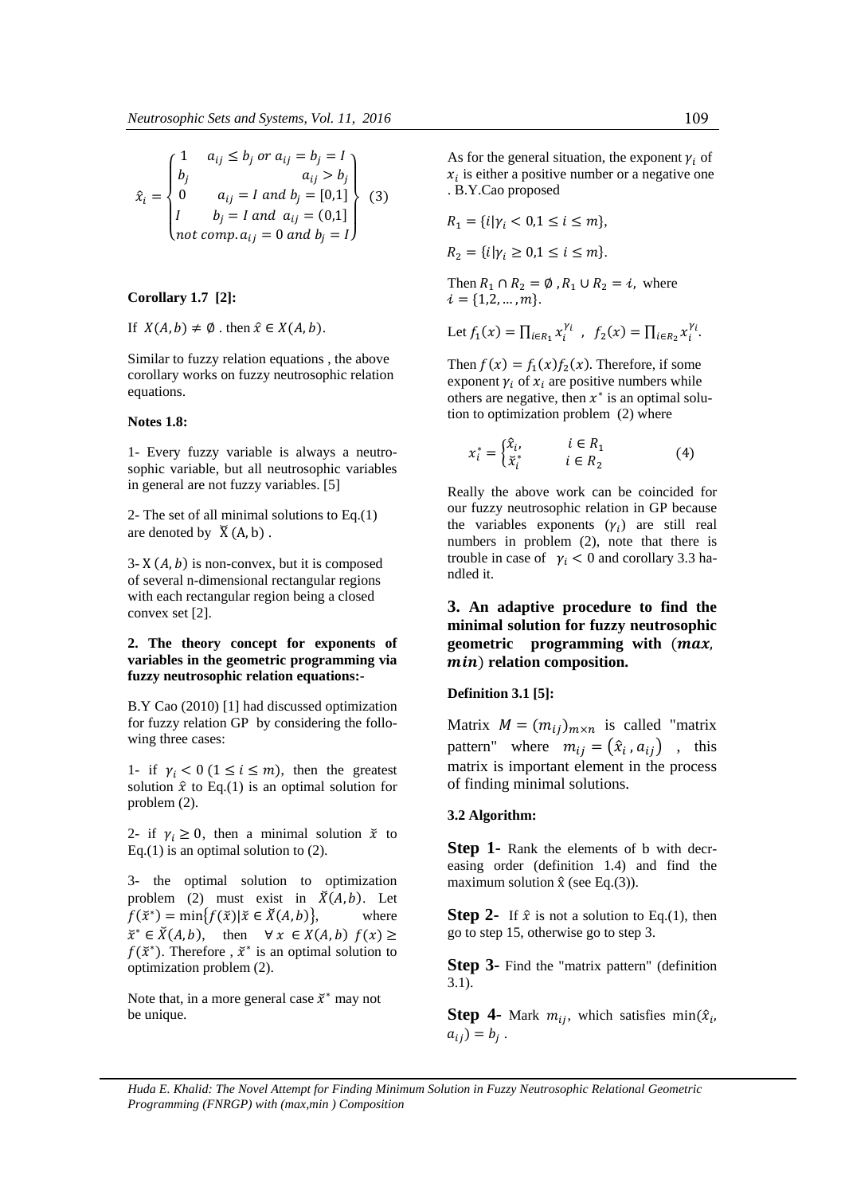$$\hat{x}_i = \begin{cases} 1 & a_{ij} \le b_j \text{ or } a_{ij} = b_j = I \\ b_j & a_{ij} > b_j \\ 0 & a_{ij} = I \text{ and } b_j = [0,1] \\ I & b_j = I \text{ and } a_{ij} = (0,1] \\ \text{not comp.} & a_{ij} = 0 \text{ and } b_j = I \end{cases} \quad (3)$$

**Corollary 1.7 [2]:**

If $X(A,b) \neq \emptyset$ . then $\hat{x} \in X(A,b)$.

Similar to fuzzy relation equations , the above corollary works on fuzzy neutrosophic relation equations.

**Notes 1.8:**

1- Every fuzzy variable is always a neutrosophic variable, but all neutrosophic variables in general are not fuzzy variables. [5]

2- The set of all minimal solutions to Eq.(1) are denoted by $\check{X}(A,b)$ .

3- $X(A,b)$ is non-convex, but it is composed of several n-dimensional rectangular regions with each rectangular region being a closed convex set [2].

**2. The theory concept for exponents of variables in the geometric programming via fuzzy neutrosophic relation equations:-**

B.Y Cao (2010) [1] had discussed optimization for fuzzy relation GP by considering the following three cases:

1- if $\gamma_i < 0$ $(1 \le i \le m)$, then the greatest solution $\hat{x}$ to Eq.(1) is an optimal solution for problem (2).

2- if $\gamma_i \ge 0$, then a minimal solution $\check{x}$ to Eq.(1) is an optimal solution to (2).

3- the optimal solution to optimization problem (2) must exist in $\check{X}(A,b)$. Let $f(\check{x}^*) = \min\{f(\check{x}) | \check{x} \in \check{X}(A,b)\}$, where $\check{x}^* \in \check{X}(A,b)$, then $\forall\, x \in X(A,b)$ $f(x) \ge f(\check{x}^*)$. Therefore , $\check{x}^*$ is an optimal solution to optimization problem (2).

Note that, in a more general case $\check{x}^*$ may not be unique.

As for the general situation, the exponent $\gamma_i$ of $x_i$ is either a positive number or a negative one . B.Y.Cao proposed

$R_1 = \{i | \gamma_i < 0, 1 \le i \le m\}$,

$R_2 = \{i | \gamma_i \ge 0, 1 \le i \le m\}$.

Then $R_1 \cap R_2 = \emptyset$ , $R_1 \cup R_2 = \imath$, where $\imath = \{1,2,\dots,m\}$.

Let $f_1(x) = \prod_{i \in R_1} x_i^{\gamma_i}$ , $f_2(x) = \prod_{i \in R_2} x_i^{\gamma_i}$.

Then $f(x) = f_1(x) f_2(x)$. Therefore, if some exponent $\gamma_i$ of $x_i$ are positive numbers while others are negative, then $x^*$ is an optimal solution to optimization problem (2) where

$$x_i^* = \begin{cases} \hat{x}_i, & i \in R_1 \\ \check{x}_i^* & i \in R_2 \end{cases} \quad (4)$$

Really the above work can be coincided for our fuzzy neutrosophic relation in GP because the variables exponents $(\gamma_i)$ are still real numbers in problem (2), note that there is trouble in case of $\gamma_i < 0$ and corollary 3.3 handled it.

## 3. An adaptive procedure to find the minimal solution for fuzzy neutrosophic geometric programming with $(max, min)$ relation composition.

**Definition 3.1 [5]:**

Matrix $M = (m_{ij})_{m \times n}$ is called "matrix pattern" where $m_{ij} = (\hat{x}_i, a_{ij})$ , this matrix is important element in the process of finding minimal solutions.

**3.2 Algorithm:**

**Step 1-** Rank the elements of b with decreasing order (definition 1.4) and find the maximum solution $\hat{x}$ (see Eq.(3)).

**Step 2-** If $\hat{x}$ is not a solution to Eq.(1), then go to step 15, otherwise go to step 3.

**Step 3-** Find the "matrix pattern" (definition 3.1).

**Step 4-** Mark $m_{ij}$, which satisfies $\min(\hat{x}_i, a_{ij}) = b_j$ .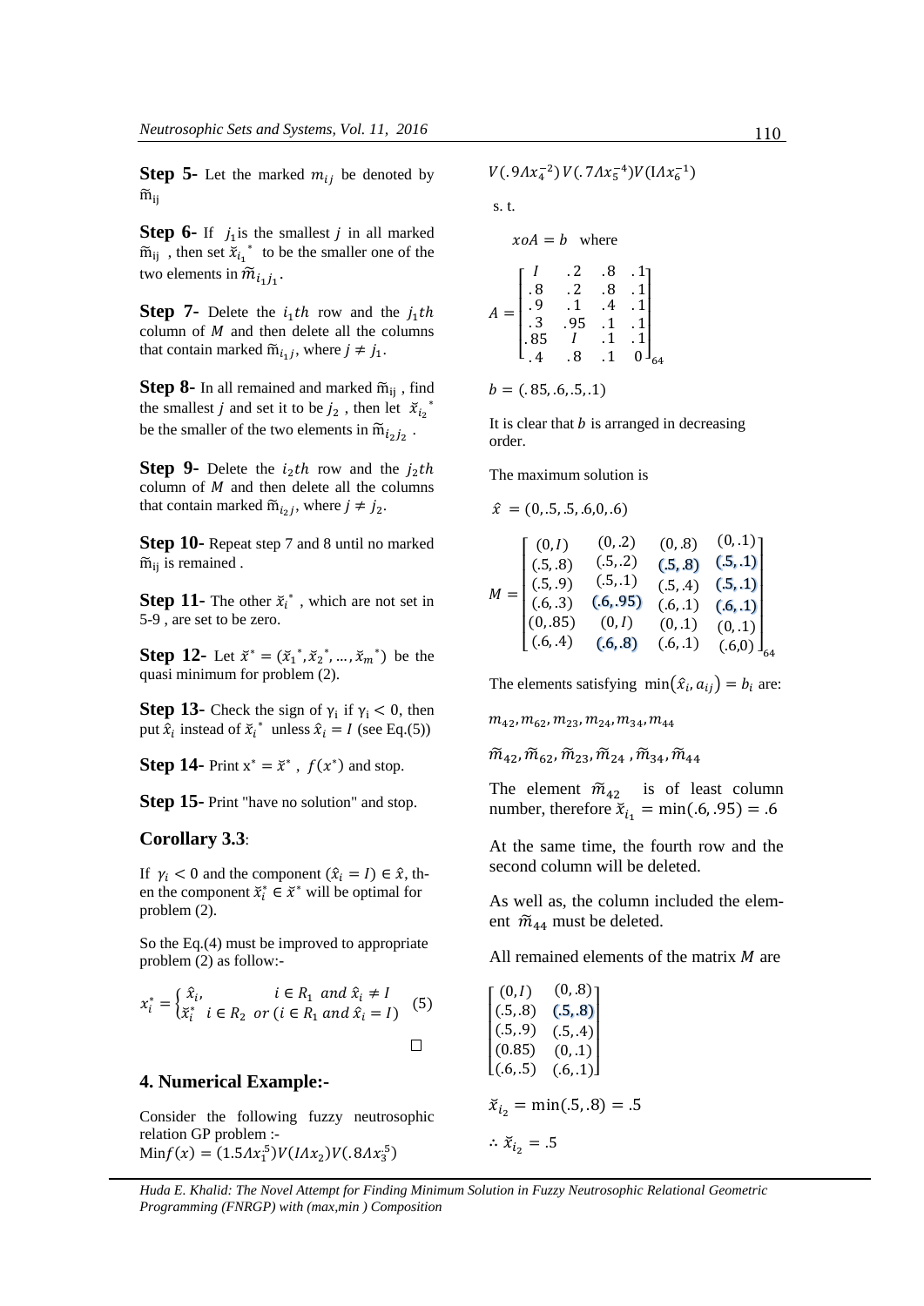**Step 5-** Let the marked $m_{ij}$ be denoted by $\widetilde{m}_{ij}$

**Step 6-** If $j_1$ is the smallest $j$ in all marked $\widetilde{m}_{ij}$ , then set $\breve{x}_{i_1}{}^*$ to be the smaller one of the two elements in $\widetilde{m}_{i_1 j_1}$.

**Step 7-** Delete the $i_1 th$ row and the $j_1 th$ column of $M$ and then delete all the columns that contain marked $\widetilde{m}_{i_1 j}$, where $j \neq j_1$.

**Step 8-** In all remained and marked $\widetilde{m}_{ij}$ , find the smallest $j$ and set it to be $j_2$ , then let $\breve{x}_{i_2}{}^*$ be the smaller of the two elements in $\widetilde{m}_{i_2 j_2}$ .

**Step 9-** Delete the $i_2 th$ row and the $j_2 th$ column of $M$ and then delete all the columns that contain marked $\widetilde{m}_{i_2 j}$, where $j \neq j_2$.

**Step 10-** Repeat step 7 and 8 until no marked $\widetilde{m}_{ij}$ is remained .

**Step 11-** The other $\breve{x}_i{}^*$ , which are not set in 5-9 , are set to be zero.

**Step 12-** Let $\breve{x}^* = (\breve{x}_1{}^*, \breve{x}_2{}^*, \ldots, \breve{x}_m{}^*)$ be the quasi minimum for problem (2).

**Step 13-** Check the sign of $\gamma_i$ if $\gamma_i < 0$, then put $\hat{x}_i$ instead of $\breve{x}_i{}^*$ unless $\hat{x}_i = I$ (see Eq.(5))

**Step 14-** Print $x^* = \breve{x}^*$ , $f(x^*)$ and stop.

**Step 15-** Print "have no solution" and stop.

### Corollary 3.3:

If $\gamma_i < 0$ and the component $(\hat{x}_i = I) \in \hat{x}$, then the component $\breve{x}_i^* \in \breve{x}^*$ will be optimal for problem (2).

So the Eq.(4) must be improved to appropriate problem (2) as follow:-

$$x_i^* = \begin{cases} \hat{x}_i, & i \in R_1 \ and \ \hat{x}_i \neq I \\ \breve{x}_i^* & i \in R_2 \ or \ (i \in R_1 \ and \ \hat{x}_i = I) \end{cases} \quad (5)$$

□

## 4. Numerical Example:-

Consider the following fuzzy neutrosophic relation GP problem :-

$\text{Min} f(x) = (1.5 \Lambda x_1^5) V (I \Lambda x_2) V (.8 \Lambda x_3^5)$ $V(.9 \Lambda x_4^{-2}) V(.7 \Lambda x_5^{-4}) V(I \Lambda x_6^{-1})$

s. t.

$xoA = b$ where

$$A = \begin{bmatrix} I & .2 & .8 & .1 \\ .8 & .2 & .8 & .1 \\ .9 & .1 & .4 & .1 \\ .3 & .95 & .1 & .1 \\ .85 & I & .1 & .1 \\ .4 & .8 & .1 & 0 \end{bmatrix}_{64}$$

$b = (.85, .6, .5, .1)$

It is clear that $b$ is arranged in decreasing order.

The maximum solution is

$\hat{x} = (0, .5, .5, .6, 0, .6)$

$$M = \begin{bmatrix} (0,I) & (0,.2) & (0,.8) & (0,.1) \\ (.5,.8) & (.5,.2) & (.5,.8) & (.5,.1) \\ (.5,.9) & (.5,.1) & (.5,.4) & (.5,.1) \\ (.6,.3) & (.6,.95) & (.6,.1) & (.6,.1) \\ (0,.85) & (0,I) & (0,.1) & (0,.1) \\ (.6,.4) & (.6,.8) & (.6,.1) & (.6,0) \end{bmatrix}_{64}$$

The elements satisfying $\min(\hat{x}_i, a_{ij}) = b_i$ are:

$m_{42}, m_{62}, m_{23}, m_{24}, m_{34}, m_{44}$

$\widetilde{m}_{42}, \widetilde{m}_{62}, \widetilde{m}_{23}, \widetilde{m}_{24}, \widetilde{m}_{34}, \widetilde{m}_{44}$

The element $\widetilde{m}_{42}$ is of least column number, therefore $\breve{x}_{i_1} = \min(.6, .95) = .6$

At the same time, the fourth row and the second column will be deleted.

As well as, the column included the element $\widetilde{m}_{44}$ must be deleted.

All remained elements of the matrix $M$ are

$$\begin{bmatrix} (0,I) & (0,.8) \\ (.5,.8) & (.5,.8) \\ (.5,.9) & (.5,.4) \\ (0.85) & (0,.1) \\ (.6,.5) & (.6,.1) \end{bmatrix}$$

$\breve{x}_{i_2} = \min(.5, .8) = .5$

$\therefore \breve{x}_{i_2} = .5$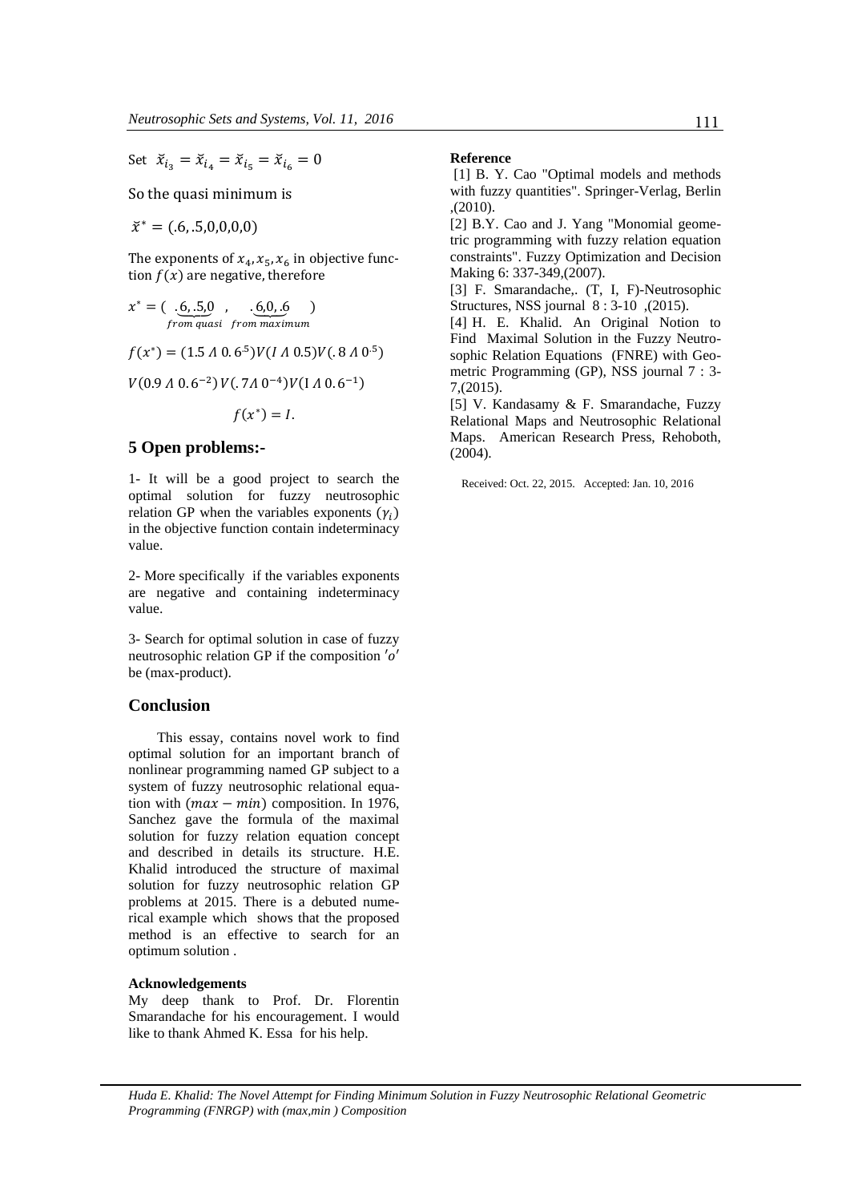Set $\breve{x}_{i_3} = \breve{x}_{i_4} = \breve{x}_{i_5} = \breve{x}_{i_6} = 0$

So the quasi minimum is

$\breve{x}^* = (.6, .5, 0, 0, 0, 0)$

The exponents of $x_4, x_5, x_6$ in objective function $f(x)$ are negative, therefore

$$x^* = (\underbrace{.6, .5, 0}_{from\ quasi}, \underbrace{.6, 0, .6}_{from\ maximum})$$

$$f(x^*) = (1.5 \wedge 0.6^{.5}) V(I \wedge 0.5) V(.8 \wedge 0^{.5})$$

$$V(0.9 \wedge 0.6^{-2}) V(.7 \wedge 0^{-4}) V(I \wedge 0.6^{-1})$$

$$f(x^*) = I.$$

## 5 Open problems:-

1- It will be a good project to search the optimal solution for fuzzy neutrosophic relation GP when the variables exponents $(\gamma_i)$ in the objective function contain indeterminacy value.

2- More specifically if the variables exponents are negative and containing indeterminacy value.

3- Search for optimal solution in case of fuzzy neutrosophic relation GP if the composition $'o'$ be (max-product).

## Conclusion

This essay, contains novel work to find optimal solution for an important branch of nonlinear programming named GP subject to a system of fuzzy neutrosophic relational equation with $(max - min)$ composition. In 1976, Sanchez gave the formula of the maximal solution for fuzzy relation equation concept and described in details its structure. H.E. Khalid introduced the structure of maximal solution for fuzzy neutrosophic relation GP problems at 2015. There is a debuted numerical example which shows that the proposed method is an effective to search for an optimum solution .

**Acknowledgements**

My deep thank to Prof. Dr. Florentin Smarandache for his encouragement. I would like to thank Ahmed K. Essa for his help.

**Reference**

[1] B. Y. Cao "Optimal models and methods with fuzzy quantities". Springer-Verlag, Berlin ,(2010).

[2] B.Y. Cao and J. Yang "Monomial geometric programming with fuzzy relation equation constraints". Fuzzy Optimization and Decision Making 6: 337-349,(2007).

[3] F. Smarandache,. (T, I, F)-Neutrosophic Structures, NSS journal 8 : 3-10 ,(2015).

[4] H. E. Khalid. An Original Notion to Find Maximal Solution in the Fuzzy Neutrosophic Relation Equations (FNRE) with Geometric Programming (GP), NSS journal 7 : 3-7,(2015).

[5] V. Kandasamy & F. Smarandache, Fuzzy Relational Maps and Neutrosophic Relational Maps. American Research Press, Rehoboth, (2004).

Received: Oct. 22, 2015. Accepted: Jan. 10, 2016